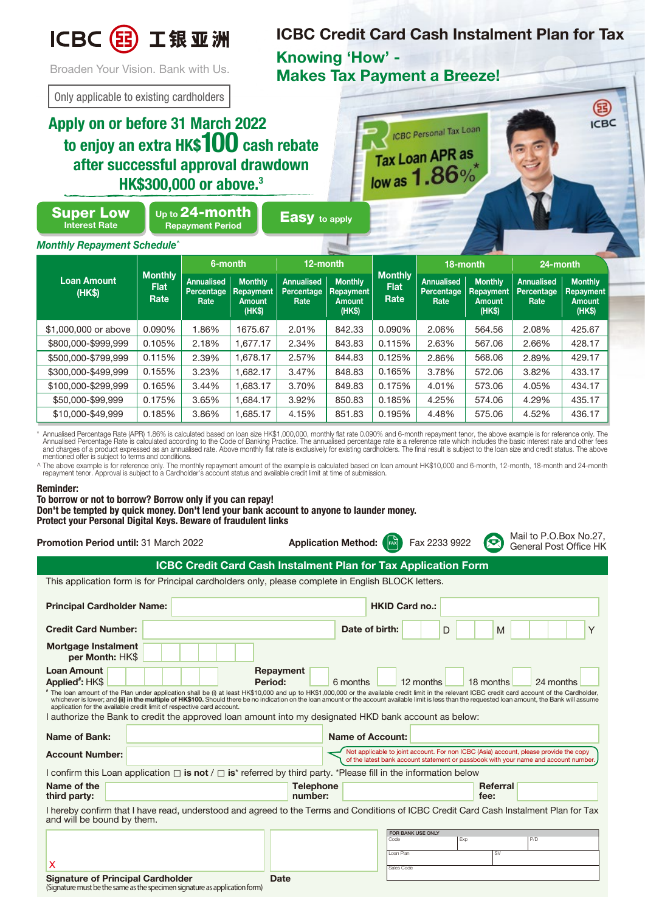ICBC 工银亚洲

Broaden Your Vision. Bank with Us.

# ICBC Credit Card Cash Instalment Plan for Tax

## Knowing 'How' - Makes Tax Payment a Breeze!

Only applicable to existing cardholders

**Apply on or before 31 March 2022 to enjoy an extra HK$100 cash rebate after successful approval drawdown HK$300,000 or above.[3]**

ICBC Personal Tax Loan

Tax Loan APR as low as 1.86%*

**Super Low** Interest Rate | **Up to 24-month** Repayment Period | **Easy** to apply

*Monthly Repayment Schedule^*

| Loan Amount (HK$) | Monthly Flat Rate | 6-month | | 12-month | | Monthly Flat Rate | 18-month | | 24-month | |
|---|---|---|---|---|---|---|---|---|---|---|
| | | Annualised Percentage Rate | Monthly Repayment Amount (HK$) | Annualised Percentage Rate | Monthly Repayment Amount (HK$) | | Annualised Percentage Rate | Monthly Repayment Amount (HK$) | Annualised Percentage Rate | Monthly Repayment Amount (HK$) |
| $1,000,000 or above | 0.090% | 1.86% | 1675.67 | 2.01% | 842.33 | 0.090% | 2.06% | 564.56 | 2.08% | 425.67 |
| $800,000-$999,999 | 0.105% | 2.18% | 1,677.17 | 2.34% | 843.83 | 0.115% | 2.63% | 567.06 | 2.66% | 428.17 |
| $500,000-$799,999 | 0.115% | 2.39% | 1,678.17 | 2.57% | 844.83 | 0.125% | 2.86% | 568.06 | 2.89% | 429.17 |
| $300,000-$499,999 | 0.155% | 3.23% | 1,682.17 | 3.47% | 848.83 | 0.165% | 3.78% | 572.06 | 3.82% | 433.17 |
| $100,000-$299,999 | 0.165% | 3.44% | 1,683.17 | 3.70% | 849.83 | 0.175% | 4.01% | 573.06 | 4.05% | 434.17 |
| $50,000-$99,999 | 0.175% | 3.65% | 1,684.17 | 3.92% | 850.83 | 0.185% | 4.25% | 574.06 | 4.29% | 435.17 |
| $10,000-$49,999 | 0.185% | 3.86% | 1,685.17 | 4.15% | 851.83 | 0.195% | 4.48% | 575.06 | 4.52% | 436.17 |

\* Annualised Percentage Rate (APR) 1.86% is calculated based on loan size HK$1,000,000, monthly flat rate 0.090% and 6-month repayment tenor, the above example is for reference only. The Annualised Percentage Rate is calculated according to the Code of Banking Practice. The annualised percentage rate is a reference rate which includes the basic interest rate and other fees and charges of a product expressed as an annualised rate. Above monthly flat rate is exclusively for existing cardholders. The final result is subject to the loan size and credit status. The above mentioned offer is subject to terms and conditions.

^ The above example is for reference only. The monthly repayment amount of the example is calculated based on loan amount HK$10,000 and 6-month, 12-month, 18-month and 24-month repayment tenor. Approval is subject to a Cardholder's account status and available credit limit at time of submission.

**Reminder:**
**To borrow or not to borrow? Borrow only if you can repay!**
**Don't be tempted by quick money. Don't lend your bank account to anyone to launder money.**
**Protect your Personal Digital Keys. Beware of fraudulent links**

**Promotion Period until:** 31 March 2022

**Application Method:** Fax 2233 9922 | Mail to P.O.Box No.27, General Post Office HK

## ICBC Credit Card Cash Instalment Plan for Tax Application Form

This application form is for Principal cardholders only, please complete in English BLOCK letters.

**Principal Cardholder Name:** ______ **HKID Card no.:** ______

**Credit Card Number:** ______ **Date of birth:** ___ D ___ M ___ Y

**Mortgage Instalment per Month:** HK$ ______

**Loan Amount Applied[#]:** HK$ ______ **Repayment Period:** ☐ 6 months ☐ 12 months ☐ 18 months ☐ 24 months

[#] The loan amount of the Plan under application shall be (i) at least HK$10,000 and up to HK$1,000,000 or the available credit limit in the relevant ICBC credit card account of the Cardholder, whichever is lower; and **(ii) in the multiple of HK$100.** Should there be no indication on the loan amount or the account available credit limit is less than the requested loan amount, the Bank will assume application for the available credit limit of respective card account.

I authorize the Bank to credit the approved loan amount into my designated HKD bank account as below:

**Name of Bank:** ______ **Name of Account:** ______

**Account Number:** ______ (Not applicable to joint account. For non ICBC (Asia) account, please provide the copy of the latest bank account statement or passbook with your name and account number.)

I confirm this Loan application ☐ **is not** / ☐ **is*** referred by third party. *Please fill in the information below

**Name of the third party:** ______ **Telephone number:** ______ **Referral fee:** ______

I hereby confirm that I have read, understood and agreed to the Terms and Conditions of ICBC Credit Card Cash Instalment Plan for Tax and will be bound by them.

X

**Signature of Principal Cardholder**
(Signature must be the same as the specimen signature as application form)

**Date**

| FOR BANK USE ONLY | | |
|---|---|---|
| Code | Exp | P/D |
| Loan Plan | SV | |
| Sales Code | | |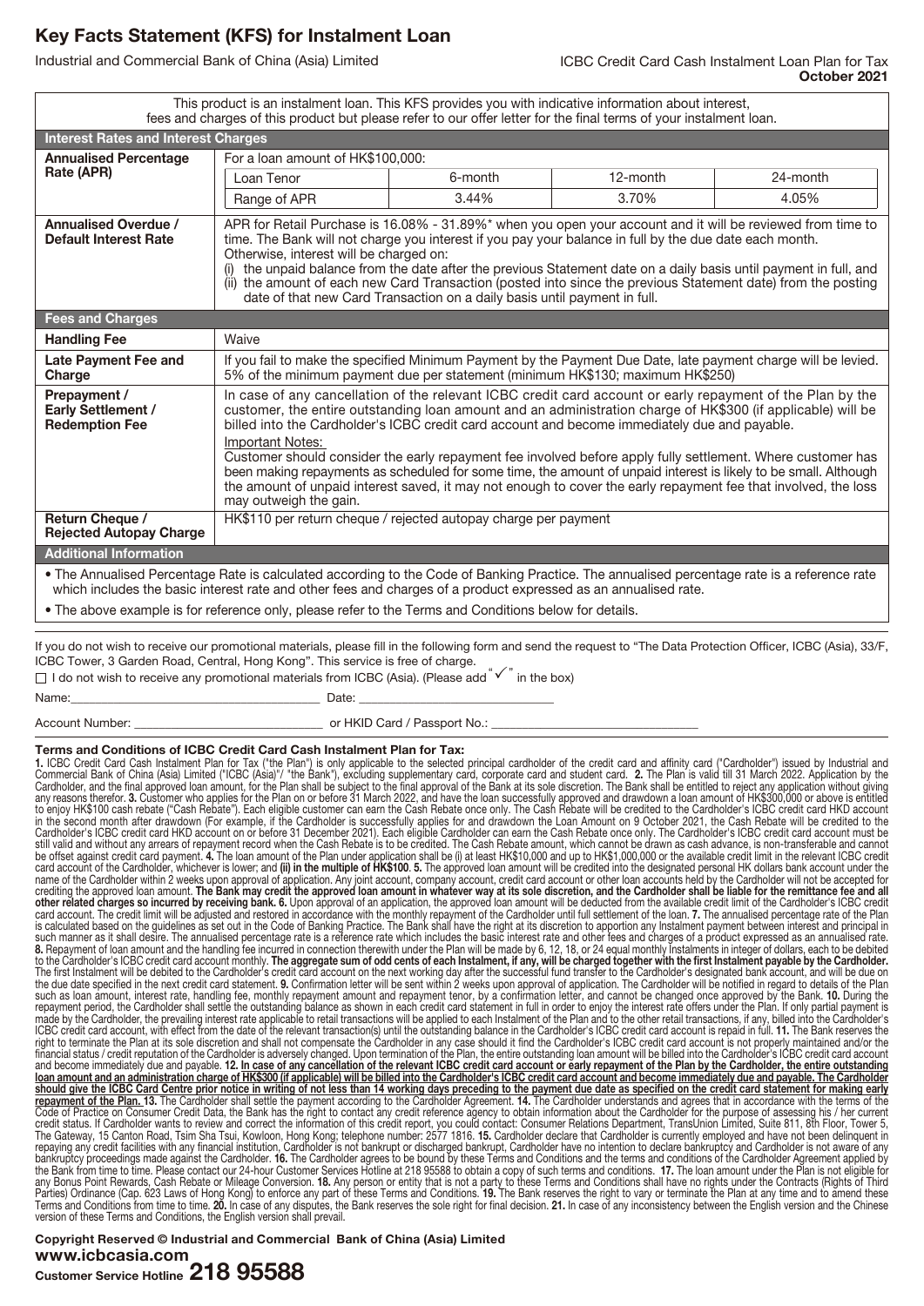# Key Facts Statement (KFS) for Instalment Loan

Industrial and Commercial Bank of China (Asia) Limited

ICBC Credit Card Cash Instalment Loan Plan for Tax
**October 2021**

This product is an instalment loan. This KFS provides you with indicative information about interest, fees and charges of this product but please refer to our offer letter for the final terms of your instalment loan.

## Interest Rates and Interest Charges

| | | | | |
|---|---|---|---|---|
| **Annualised Percentage Rate (APR)** | For a loan amount of HK$100,000: | | | |
| | Loan Tenor | 6-month | 12-month | 24-month |
| | Range of APR | 3.44% | 3.70% | 4.05% |
| **Annualised Overdue / Default Interest Rate** | APR for Retail Purchase is 16.08% - 31.89%* when you open your account and it will be reviewed from time to time. The Bank will not charge you interest if you pay your balance in full by the due date each month. Otherwise, interest will be charged on: (i) the unpaid balance from the date after the previous Statement date on a daily basis until payment in full, and (ii) the amount of each new Card Transaction (posted into since the previous Statement date) from the posting date of that new Card Transaction on a daily basis until payment in full. | | | |

## Fees and Charges

| | |
|---|---|
| **Handling Fee** | Waive |
| **Late Payment Fee and Charge** | If you fail to make the specified Minimum Payment by the Payment Due Date, late payment charge will be levied. 5% of the minimum payment due per statement (minimum HK$130; maximum HK$250) |
| **Prepayment / Early Settlement / Redemption Fee** | In case of any cancellation of the relevant ICBC credit card account or early repayment of the Plan by the customer, the entire outstanding loan amount and an administration charge of HK$300 (if applicable) will be billed into the Cardholder's ICBC credit card account and become immediately due and payable. <br> Important Notes: <br> Customer should consider the early repayment fee involved before apply fully settlement. Where customer has been making repayments as scheduled for some time, the amount of unpaid interest is likely to be small. Although the amount of unpaid interest saved, it may not enough to cover the early repayment fee that involved, the loss may outweigh the gain. |
| **Return Cheque / Rejected Autopay Charge** | HK$110 per return cheque / rejected autopay charge per payment |

## Additional Information

- The Annualised Percentage Rate is calculated according to the Code of Banking Practice. The annualised percentage rate is a reference rate which includes the basic interest rate and other fees and charges of a product expressed as an annualised rate.
- The above example is for reference only, please refer to the Terms and Conditions below for details.

If you do not wish to receive our promotional materials, please fill in the following form and send the request to "The Data Protection Officer, ICBC (Asia), 33/F, ICBC Tower, 3 Garden Road, Central, Hong Kong". This service is free of charge.

☐ I do not wish to receive any promotional materials from ICBC (Asia). (Please add "✓" in the box)

Name:\_\_\_\_\_\_\_\_\_\_\_\_\_\_\_\_\_\_\_\_ Date: \_\_\_\_\_\_\_\_\_\_\_\_\_\_\_\_\_\_\_\_

Account Number: \_\_\_\_\_\_\_\_\_\_\_\_\_\_\_\_\_\_\_\_ or HKID Card / Passport No.: \_\_\_\_\_\_\_\_\_\_\_\_\_\_\_\_\_\_\_\_

**Terms and Conditions of ICBC Credit Card Cash Instalment Plan for Tax:**

**1.** ICBC Credit Card Cash Instalment Plan for Tax ("the Plan") is only applicable to the selected principal cardholder of the credit card and affinity card ("Cardholder") issued by Industrial and Commercial Bank of China (Asia) Limited ("ICBC (Asia)"/ "the Bank"), excluding supplementary card, corporate card and student card. **2.** The Plan is valid till 31 March 2022. Application by the Cardholder, and the final approved loan amount, for the Plan shall be subject to the final approval of the Bank at its sole discretion. The Bank shall be entitled to reject any application without giving any reasons therefor. **3.** Customer who applies for the Plan on or before 31 March 2022, and have the loan successfully approved and drawdown a loan amount of HK$300,000 or above is entitled to enjoy HK$100 cash rebate ("Cash Rebate"). Each eligible customer can earn the Cash Rebate once only. The Cash Rebate will be credited to the Cardholder's ICBC credit card HKD account in the second month after drawdown (For example, if the Cardholder is successfully applies for and drawdown the Loan Amount on 9 October 2021, the Cash Rebate will be credited to the Cardholder's ICBC credit card HKD account on or before 31 December 2021). Each eligible Cardholder can earn the Cash Rebate once only. The Cardholder's ICBC credit card account must be still valid and without any arrears of repayment record when the Cash Rebate is to be credited. The Cash Rebate amount, which cannot be drawn as cash advance, is non-transferable and cannot be offset against credit card payment. **4.** The loan amount of the Plan under application shall be (i) at least HK$10,000 and up to HK$1,000,000 or the available credit limit in the relevant ICBC credit card account of the Cardholder, whichever is lower; and **(ii) in the multiple of HK$100**. **5.** The approved loan amount will be credited into the designated personal HK dollars bank account under the name of the Cardholder within 2 weeks upon approval of application. Any joint account, company account, credit card account or other loan accounts held by the Cardholder will not be accepted for crediting the approved loan amount. **The Bank may credit the approved loan amount in whatever way at its sole discretion, and the Cardholder shall be liable for the remittance fee and all other related charges so incurred by receiving bank. 6.** Upon approval of an application, the approved loan amount will be deducted from the available credit limit of the Cardholder's ICBC credit card account. The credit limit will be adjusted and restored in accordance with the monthly repayment of the Cardholder until full settlement of the loan. **7.** The annualised percentage rate of the Plan is calculated based on the guidelines as set out in the Code of Banking Practice. The Bank shall have the right at its discretion to apportion any Instalment payment between interest and principal in such manner as it shall desire. The annualised percentage rate is a reference rate which includes the basic interest rate and other fees and charges of a product expressed as an annualised rate. **8.** Repayment of loan amount and the handling fee incurred in connection therewith under the Plan will be made by 6, 12, 18, or 24 equal monthly Instalments in integer of dollars, each to be debited to the Cardholder's ICBC credit card account monthly. **The aggregate sum of odd cents of each Instalment, if any, will be charged together with the first Instalment payable by the Cardholder.** The first Instalment will be debited to the Cardholder's credit card account on the next working day after the successful fund transfer to the Cardholder's designated bank account, and will be due on the due date specified in the next credit card statement. **9.** Confirmation letter will be sent within 2 weeks upon approval of application. The Cardholder will be notified in regard to details of the Plan such as loan amount, interest rate, handling fee, monthly repayment amount and repayment tenor, by a confirmation letter, and cannot be changed once approved by the Bank. **10.** During the repayment period, the Cardholder shall settle the outstanding balance as shown in each credit card statement in full in order to enjoy the interest rate offers under the Plan. If only partial payment is made by the Cardholder, the prevailing interest rate applicable to retail transactions will be applied to each Instalment of the Plan and to the other retail transactions, if any, billed into the Cardholder's ICBC credit card account, with effect from the date of the relevant transaction(s) until the outstanding balance in the Cardholder's ICBC credit card account is repaid in full. **11.** The Bank reserves the right to terminate the Plan at its sole discretion and shall not compensate the Cardholder in any case should it find the Cardholder's ICBC credit card account is not properly maintained and/or the financial status / credit reputation of the Cardholder is adversely changed. Upon termination of the Plan, the entire outstanding loan amount will be billed into the Cardholder's ICBC credit card account and become immediately due and payable. **12. <u>In case of any cancellation of the relevant ICBC credit card account or early repayment of the Plan by the Cardholder, the entire outstanding loan amount and an administration charge of HK$300 (if applicable) will be billed into the Cardholder's ICBC credit card account and become immediately due and payable. The Cardholder should give the ICBC Card Centre prior notice in writing of not less than 14 working days preceding to the payment due date as specified on the credit card statement for making early repayment of the Plan.</u> 13.** The Cardholder shall settle the payment according to the Cardholder Agreement. **14.** The Cardholder understands and agrees that in accordance with the terms of the Code of Practice on Consumer Credit Data, the Bank has the right to contact any credit reference agency to obtain information about the Cardholder for the purpose of assessing his / her current credit status. If Cardholder wants to review and correct the information of this credit report, you could contact: Consumer Relations Department, TransUnion Limited, Suite 811, 8th Floor, Tower 5, The Gateway, 15 Canton Road, Tsim Sha Tsui, Kowloon, Hong Kong; telephone number: 2577 1816. **15.** Cardholder declare that Cardholder is currently employed and have not been delinquent in repaying any credit facilities with any financial institution, Cardholder is not bankrupt or discharged bankrupt, Cardholder have no intention to declare bankruptcy and Cardholder is not aware of any bankruptcy proceedings made against the Cardholder. **16.** The Cardholder agrees to be bound by these Terms and Conditions and the terms and conditions of the Cardholder Agreement applied by the Bank from time to time. Please contact our 24-hour Customer Services Hotline at 218 95588 to obtain a copy of such terms and conditions. **17.** The loan amount under the Plan is not eligible for any Bonus Point Rewards, Cash Rebate or Mileage Conversion. **18.** Any person or entity that is not a party to these Terms and Conditions shall have no rights under the Contracts (Rights of Third Parties) Ordinance (Cap. 623 Laws of Hong Kong) to enforce any part of these Terms and Conditions. **19.** The Bank reserves the right to vary or terminate the Plan at any time and to amend these Terms and Conditions from time to time. **20.** In case of any disputes, the Bank reserves the sole right for final decision. **21.** In case of any inconsistency between the English version and the Chinese version of these Terms and Conditions, the English version shall prevail.

**Copyright Reserved © Industrial and Commercial Bank of China (Asia) Limited**

**www.icbcasia.com**

**Customer Service Hotline 218 95588**